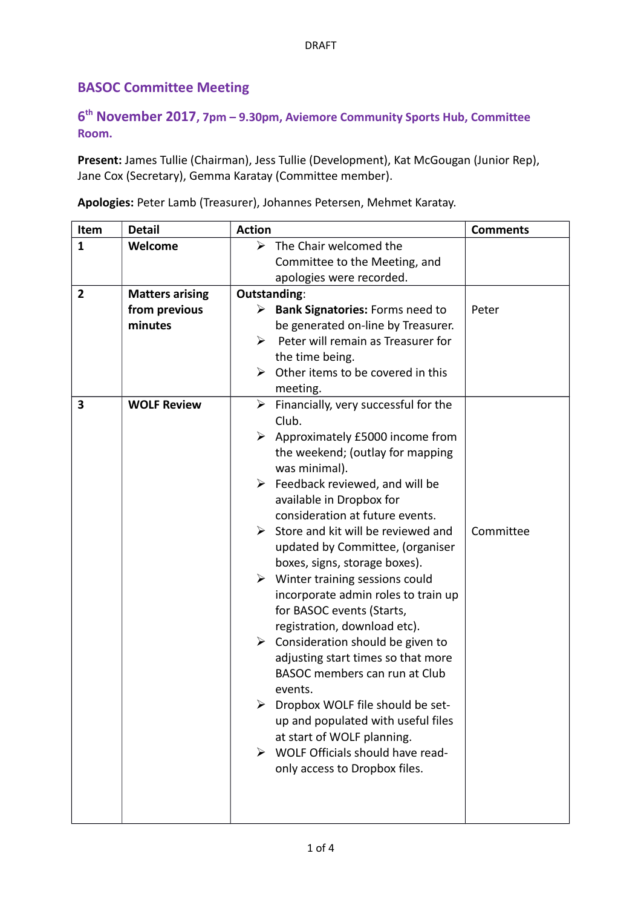DRAFT

## BASOC Committee Meeting

### 6th November 2017, 7pm – 9.30pm, Aviemore Community Sports Hub, Committee Room.

**Present:** James Tullie (Chairman), Jess Tullie (Development), Kat McGougan (Junior Rep), Jane Cox (Secretary), Gemma Karatay (Committee member).

**Apologies:** Peter Lamb (Treasurer), Johannes Petersen, Mehmet Karatay.

| Item | Detail | Action | Comments |
|---|---|---|---|
| 1 | **Welcome** | ➢ The Chair welcomed the Committee to the Meeting, and apologies were recorded. | |
| 2 | **Matters arising from previous minutes** | **Outstanding**:<br>➢ **Bank Signatories:** Forms need to be generated on-line by Treasurer.<br>➢ Peter will remain as Treasurer for the time being.<br>➢ Other items to be covered in this meeting. | Peter |
| 3 | **WOLF Review** | ➢ Financially, very successful for the Club.<br>➢ Approximately £5000 income from the weekend; (outlay for mapping was minimal).<br>➢ Feedback reviewed, and will be available in Dropbox for consideration at future events.<br>➢ Store and kit will be reviewed and updated by Committee, (organiser boxes, signs, storage boxes).<br>➢ Winter training sessions could incorporate admin roles to train up for BASOC events (Starts, registration, download etc).<br>➢ Consideration should be given to adjusting start times so that more BASOC members can run at Club events.<br>➢ Dropbox WOLF file should be set-up and populated with useful files at start of WOLF planning.<br>➢ WOLF Officials should have read-only access to Dropbox files. | Committee |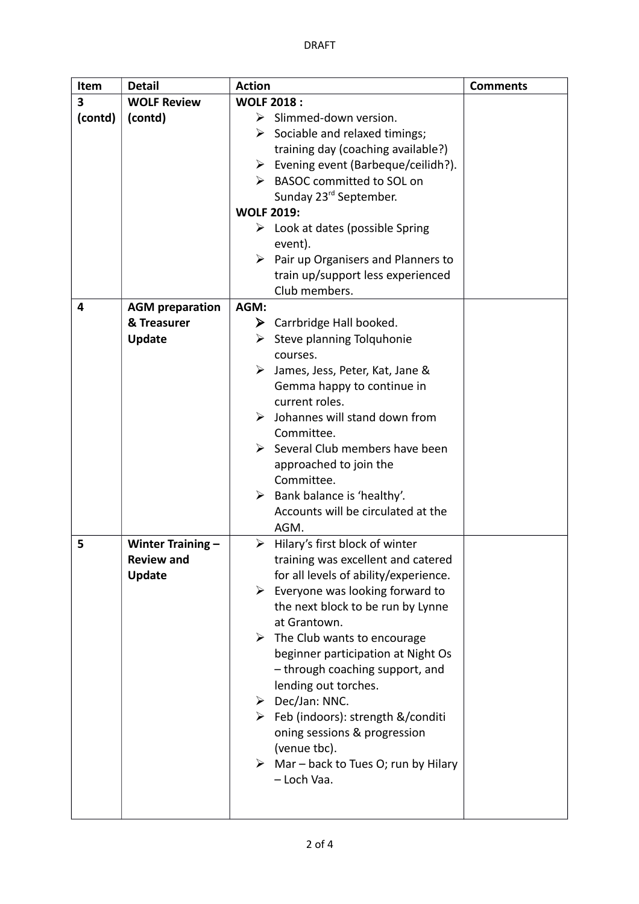DRAFT

| Item | Detail | Action | Comments |
|---|---|---|---|
| **3 (contd)** | **WOLF Review (contd)** | **WOLF 2018 :**<br>➢ Slimmed-down version.<br>➢ Sociable and relaxed timings; training day (coaching available?)<br>➢ Evening event (Barbeque/ceilidh?).<br>➢ BASOC committed to SOL on Sunday 23rd September.<br>**WOLF 2019:**<br>➢ Look at dates (possible Spring event).<br>➢ Pair up Organisers and Planners to train up/support less experienced Club members. | |
| **4** | **AGM preparation & Treasurer Update** | **AGM:**<br>➢ Carrbridge Hall booked.<br>➢ Steve planning Tolquhonie courses.<br>➢ James, Jess, Peter, Kat, Jane & Gemma happy to continue in current roles.<br>➢ Johannes will stand down from Committee.<br>➢ Several Club members have been approached to join the Committee.<br>➢ Bank balance is 'healthy'. Accounts will be circulated at the AGM. | |
| **5** | **Winter Training – Review and Update** | ➢ Hilary's first block of winter training was excellent and catered for all levels of ability/experience.<br>➢ Everyone was looking forward to the next block to be run by Lynne at Grantown.<br>➢ The Club wants to encourage beginner participation at Night Os – through coaching support, and lending out torches.<br>➢ Dec/Jan: NNC.<br>➢ Feb (indoors): strength &/conditi oning sessions & progression (venue tbc).<br>➢ Mar – back to Tues O; run by Hilary – Loch Vaa. | |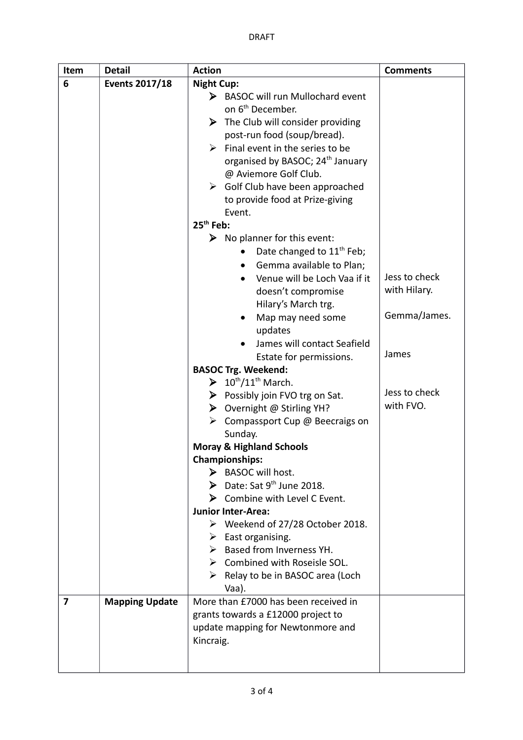DRAFT

| Item | Detail | Action | Comments |
| --- | --- | --- | --- |
| 6 | **Events 2017/18** | **Night Cup:**<br>➤ BASOC will run Mullochard event on 6th December.<br>➤ The Club will consider providing post-run food (soup/bread).<br>➤ Final event in the series to be organised by BASOC; 24th January @ Aviemore Golf Club.<br>➤ Golf Club have been approached to provide food at Prize-giving Event.<br>**25th Feb:**<br>➤ No planner for this event:<br>• Date changed to 11th Feb;<br>• Gemma available to Plan;<br>• Venue will be Loch Vaa if it doesn't compromise Hilary's March trg.<br>• Map may need some updates<br>• James will contact Seafield Estate for permissions.<br>**BASOC Trg. Weekend:**<br>➤ 10th/11th March.<br>➤ Possibly join FVO trg on Sat.<br>➤ Overnight @ Stirling YH?<br>➤ Compassport Cup @ Beecraigs on Sunday.<br>**Moray & Highland Schools Championships:**<br>➤ BASOC will host.<br>➤ Date: Sat 9th June 2018.<br>➤ Combine with Level C Event.<br>**Junior Inter-Area:**<br>➤ Weekend of 27/28 October 2018.<br>➤ East organising.<br>➤ Based from Inverness YH.<br>➤ Combined with Roseisle SOL.<br>➤ Relay to be in BASOC area (Loch Vaa). | Jess to check with Hilary.<br><br>Gemma/James.<br><br>James<br><br>Jess to check with FVO. |
| 7 | **Mapping Update** | More than £7000 has been received in grants towards a £12000 project to update mapping for Newtonmore and Kincraig. | |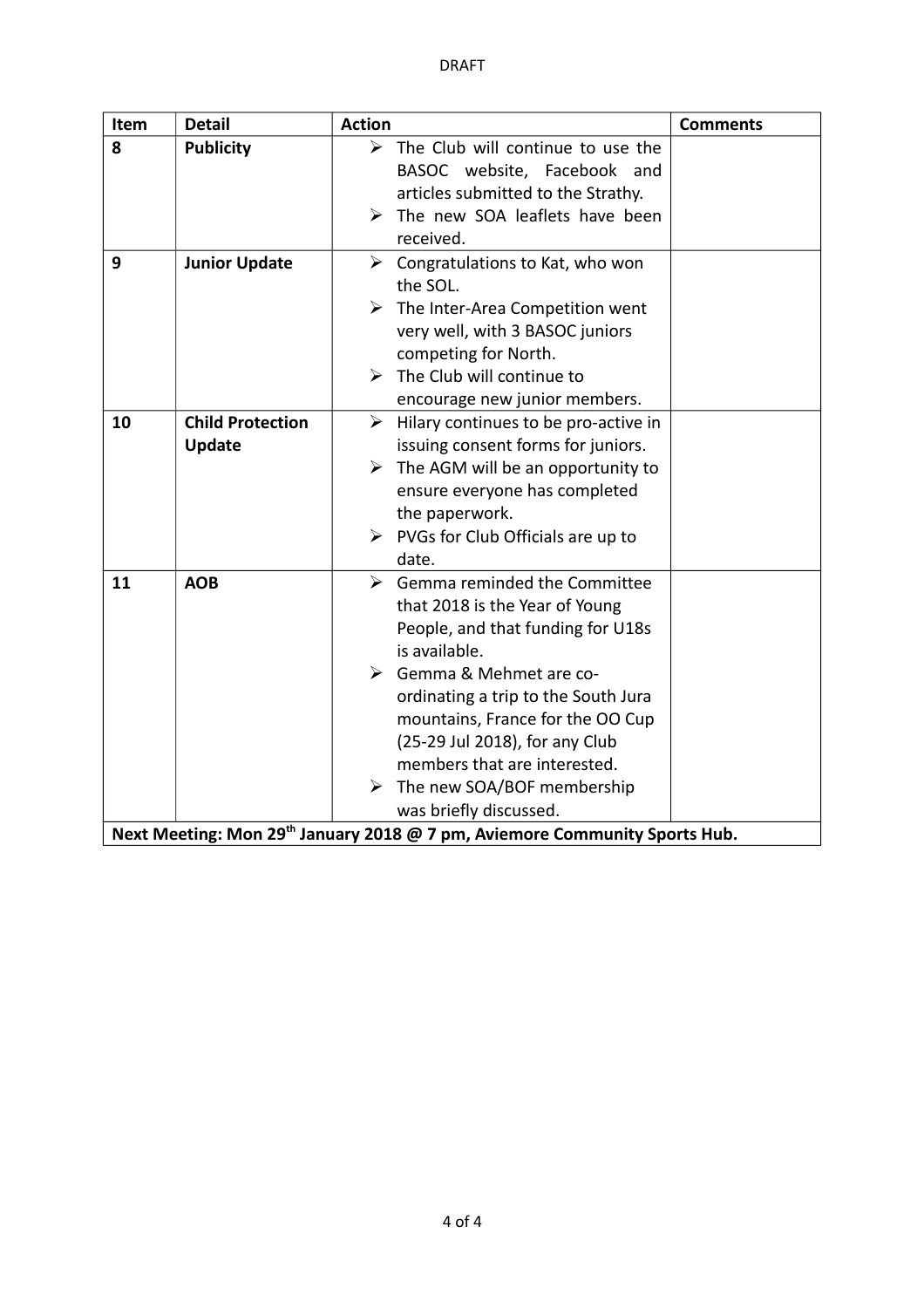DRAFT

| Item | Detail | Action | Comments |
|---|---|---|---|
| 8 | **Publicity** | ➢ The Club will continue to use the BASOC website, Facebook and articles submitted to the Strathy.<br>➢ The new SOA leaflets have been received. | |
| 9 | **Junior Update** | ➢ Congratulations to Kat, who won the SOL.<br>➢ The Inter-Area Competition went very well, with 3 BASOC juniors competing for North.<br>➢ The Club will continue to encourage new junior members. | |
| 10 | **Child Protection Update** | ➢ Hilary continues to be pro-active in issuing consent forms for juniors.<br>➢ The AGM will be an opportunity to ensure everyone has completed the paperwork.<br>➢ PVGs for Club Officials are up to date. | |
| 11 | **AOB** | ➢ Gemma reminded the Committee that 2018 is the Year of Young People, and that funding for U18s is available.<br>➢ Gemma & Mehmet are co-ordinating a trip to the South Jura mountains, France for the OO Cup (25-29 Jul 2018), for any Club members that are interested.<br>➢ The new SOA/BOF membership was briefly discussed. | |
| **Next Meeting: Mon 29th January 2018 @ 7 pm, Aviemore Community Sports Hub.** | | | |